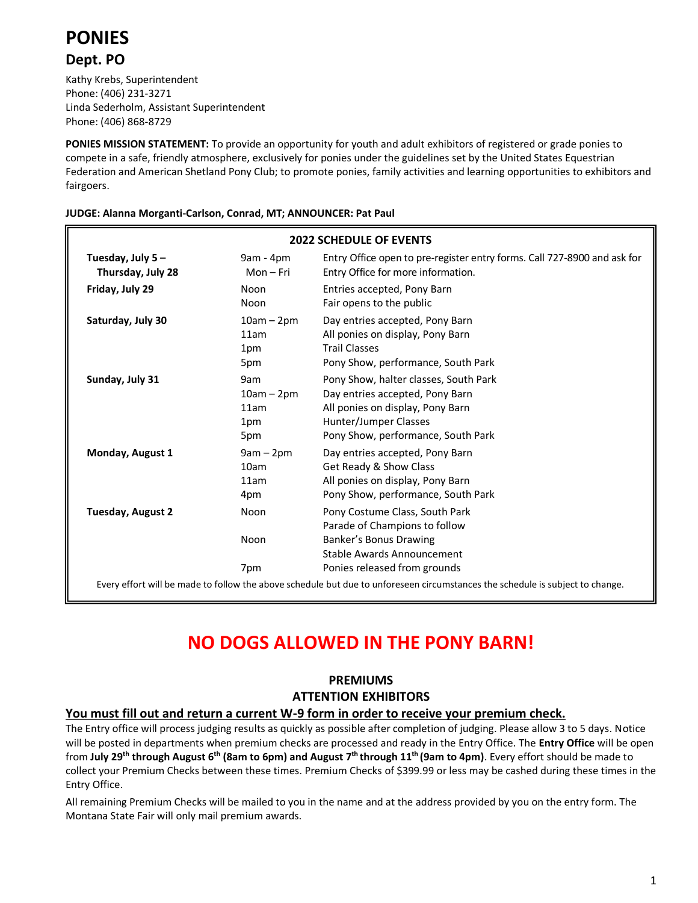# PONIES

## Dept. PO

Kathy Krebs, Superintendent
Phone: (406) 231-3271
Linda Sederholm, Assistant Superintendent
Phone: (406) 868-8729

**PONIES MISSION STATEMENT:** To provide an opportunity for youth and adult exhibitors of registered or grade ponies to compete in a safe, friendly atmosphere, exclusively for ponies under the guidelines set by the United States Equestrian Federation and American Shetland Pony Club; to promote ponies, family activities and learning opportunities to exhibitors and fairgoers.

**JUDGE: Alanna Morganti-Carlson, Conrad, MT; ANNOUNCER: Pat Paul**

| 2022 SCHEDULE OF EVENTS | | |
|---|---|---|
| **Tuesday, July 5 – Thursday, July 28** | 9am - 4pm Mon – Fri | Entry Office open to pre-register entry forms. Call 727-8900 and ask for Entry Office for more information. |
| **Friday, July 29** | Noon | Entries accepted, Pony Barn |
| | Noon | Fair opens to the public |
| **Saturday, July 30** | 10am – 2pm | Day entries accepted, Pony Barn |
| | 11am | All ponies on display, Pony Barn |
| | 1pm | Trail Classes |
| | 5pm | Pony Show, performance, South Park |
| **Sunday, July 31** | 9am | Pony Show, halter classes, South Park |
| | 10am – 2pm | Day entries accepted, Pony Barn |
| | 11am | All ponies on display, Pony Barn |
| | 1pm | Hunter/Jumper Classes |
| | 5pm | Pony Show, performance, South Park |
| **Monday, August 1** | 9am – 2pm | Day entries accepted, Pony Barn |
| | 10am | Get Ready & Show Class |
| | 11am | All ponies on display, Pony Barn |
| | 4pm | Pony Show, performance, South Park |
| **Tuesday, August 2** | Noon | Pony Costume Class, South Park Parade of Champions to follow |
| | Noon | Banker's Bonus Drawing Stable Awards Announcement |
| | 7pm | Ponies released from grounds |

Every effort will be made to follow the above schedule but due to unforeseen circumstances the schedule is subject to change.

## NO DOGS ALLOWED IN THE PONY BARN!

### PREMIUMS
### ATTENTION EXHIBITORS

**You must fill out and return a current W-9 form in order to receive your premium check.**

The Entry office will process judging results as quickly as possible after completion of judging. Please allow 3 to 5 days. Notice will be posted in departments when premium checks are processed and ready in the Entry Office. The **Entry Office** will be open from **July 29th through August 6th (8am to 6pm) and August 7th through 11th (9am to 4pm)**. Every effort should be made to collect your Premium Checks between these times. Premium Checks of $399.99 or less may be cashed during these times in the Entry Office.

All remaining Premium Checks will be mailed to you in the name and at the address provided by you on the entry form. The Montana State Fair will only mail premium awards.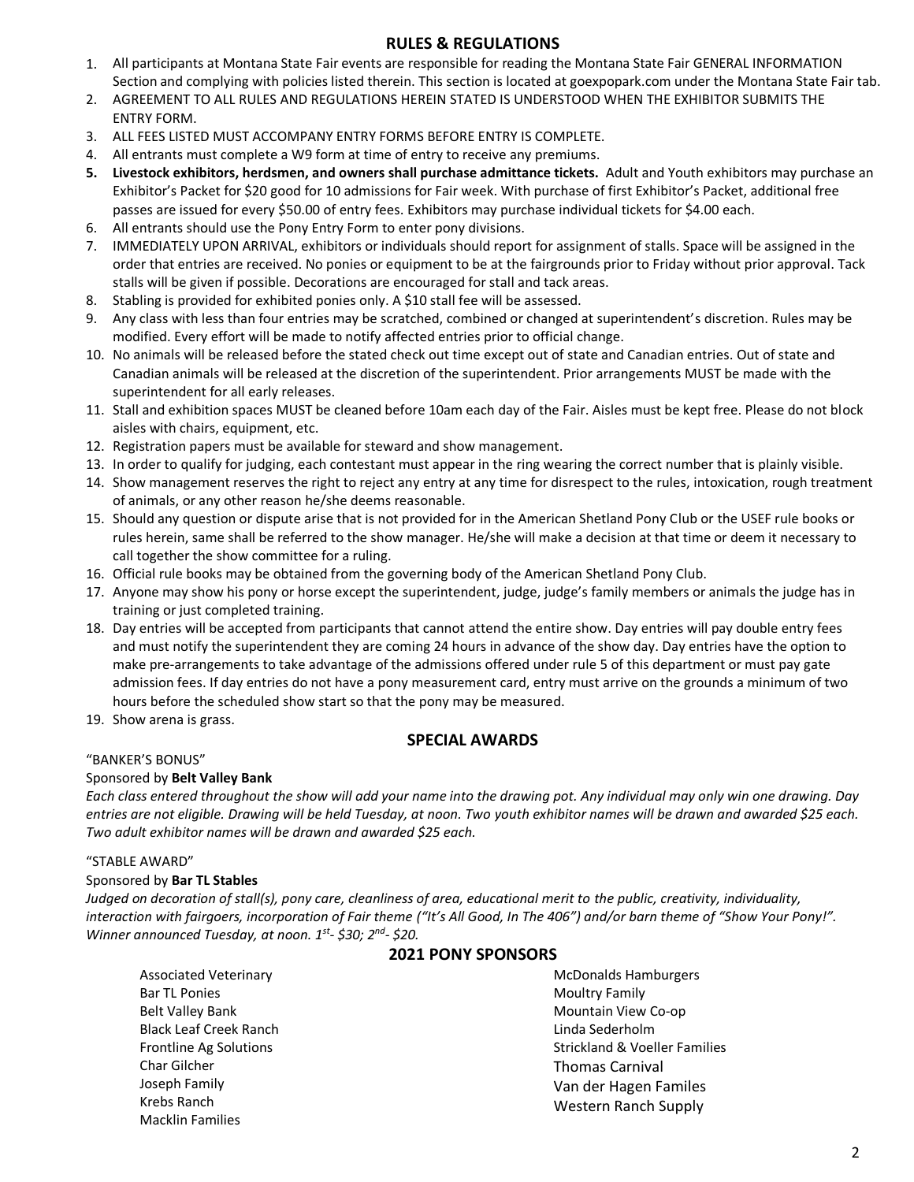## RULES & REGULATIONS

1. All participants at Montana State Fair events are responsible for reading the Montana State Fair GENERAL INFORMATION Section and complying with policies listed therein. This section is located at goexpopark.com under the Montana State Fair tab.
2. AGREEMENT TO ALL RULES AND REGULATIONS HEREIN STATED IS UNDERSTOOD WHEN THE EXHIBITOR SUBMITS THE ENTRY FORM.
3. ALL FEES LISTED MUST ACCOMPANY ENTRY FORMS BEFORE ENTRY IS COMPLETE.
4. All entrants must complete a W9 form at time of entry to receive any premiums.
5. **Livestock exhibitors, herdsmen, and owners shall purchase admittance tickets.** Adult and Youth exhibitors may purchase an Exhibitor's Packet for $20 good for 10 admissions for Fair week. With purchase of first Exhibitor's Packet, additional free passes are issued for every $50.00 of entry fees. Exhibitors may purchase individual tickets for $4.00 each.
6. All entrants should use the Pony Entry Form to enter pony divisions.
7. IMMEDIATELY UPON ARRIVAL, exhibitors or individuals should report for assignment of stalls. Space will be assigned in the order that entries are received. No ponies or equipment to be at the fairgrounds prior to Friday without prior approval. Tack stalls will be given if possible. Decorations are encouraged for stall and tack areas.
8. Stabling is provided for exhibited ponies only. A $10 stall fee will be assessed.
9. Any class with less than four entries may be scratched, combined or changed at superintendent's discretion. Rules may be modified. Every effort will be made to notify affected entries prior to official change.
10. No animals will be released before the stated check out time except out of state and Canadian entries. Out of state and Canadian animals will be released at the discretion of the superintendent. Prior arrangements MUST be made with the superintendent for all early releases.
11. Stall and exhibition spaces MUST be cleaned before 10am each day of the Fair. Aisles must be kept free. Please do not block aisles with chairs, equipment, etc.
12. Registration papers must be available for steward and show management.
13. In order to qualify for judging, each contestant must appear in the ring wearing the correct number that is plainly visible.
14. Show management reserves the right to reject any entry at any time for disrespect to the rules, intoxication, rough treatment of animals, or any other reason he/she deems reasonable.
15. Should any question or dispute arise that is not provided for in the American Shetland Pony Club or the USEF rule books or rules herein, same shall be referred to the show manager. He/she will make a decision at that time or deem it necessary to call together the show committee for a ruling.
16. Official rule books may be obtained from the governing body of the American Shetland Pony Club.
17. Anyone may show his pony or horse except the superintendent, judge, judge's family members or animals the judge has in training or just completed training.
18. Day entries will be accepted from participants that cannot attend the entire show. Day entries will pay double entry fees and must notify the superintendent they are coming 24 hours in advance of the show day. Day entries have the option to make pre-arrangements to take advantage of the admissions offered under rule 5 of this department or must pay gate admission fees. If day entries do not have a pony measurement card, entry must arrive on the grounds a minimum of two hours before the scheduled show start so that the pony may be measured.
19. Show arena is grass.

## SPECIAL AWARDS

"BANKER'S BONUS"

Sponsored by **Belt Valley Bank**

*Each class entered throughout the show will add your name into the drawing pot. Any individual may only win one drawing. Day entries are not eligible. Drawing will be held Tuesday, at noon. Two youth exhibitor names will be drawn and awarded $25 each. Two adult exhibitor names will be drawn and awarded $25 each.*

"STABLE AWARD"

Sponsored by **Bar TL Stables**

*Judged on decoration of stall(s), pony care, cleanliness of area, educational merit to the public, creativity, individuality, interaction with fairgoers, incorporation of Fair theme ("It's All Good, In The 406") and/or barn theme of "Show Your Pony!". Winner announced Tuesday, at noon. 1st- $30; 2nd- $20.*

## 2021 PONY SPONSORS

Associated Veterinary
Bar TL Ponies
Belt Valley Bank
Black Leaf Creek Ranch
Frontline Ag Solutions
Char Gilcher
Joseph Family
Krebs Ranch
Macklin Families
McDonalds Hamburgers
Moultry Family
Mountain View Co-op
Linda Sederholm
Strickland & Voeller Families
Thomas Carnival
Van der Hagen Familes
Western Ranch Supply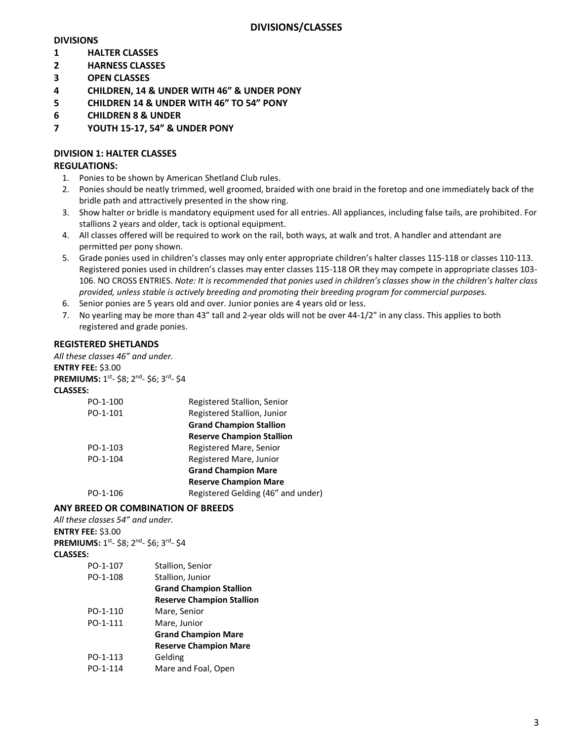# DIVISIONS/CLASSES

**DIVISIONS**

1. **HALTER CLASSES**
2. **HARNESS CLASSES**
3. **OPEN CLASSES**
4. **CHILDREN, 14 & UNDER WITH 46" & UNDER PONY**
5. **CHILDREN 14 & UNDER WITH 46" TO 54" PONY**
6. **CHILDREN 8 & UNDER**
7. **YOUTH 15-17, 54" & UNDER PONY**

## DIVISION 1: HALTER CLASSES

**REGULATIONS:**

1. Ponies to be shown by American Shetland Club rules.
2. Ponies should be neatly trimmed, well groomed, braided with one braid in the foretop and one immediately back of the bridle path and attractively presented in the show ring.
3. Show halter or bridle is mandatory equipment used for all entries. All appliances, including false tails, are prohibited. For stallions 2 years and older, tack is optional equipment.
4. All classes offered will be required to work on the rail, both ways, at walk and trot. A handler and attendant are permitted per pony shown.
5. Grade ponies used in children's classes may only enter appropriate children's halter classes 115-118 or classes 110-113. Registered ponies used in children's classes may enter classes 115-118 OR they may compete in appropriate classes 103-106. NO CROSS ENTRIES. *Note: It is recommended that ponies used in children's classes show in the children's halter class provided, unless stable is actively breeding and promoting their breeding program for commercial purposes.*
6. Senior ponies are 5 years old and over. Junior ponies are 4 years old or less.
7. No yearling may be more than 43" tall and 2-year olds will not be over 44-1/2" in any class. This applies to both registered and grade ponies.

### REGISTERED SHETLANDS

*All these classes 46" and under.*

**ENTRY FEE:** $3.00

**PREMIUMS:** 1st- $8; 2nd- $6; 3rd- $4

**CLASSES:**

| | |
|---|---|
| PO-1-100 | Registered Stallion, Senior |
| PO-1-101 | Registered Stallion, Junior |
| | **Grand Champion Stallion** |
| | **Reserve Champion Stallion** |
| PO-1-103 | Registered Mare, Senior |
| PO-1-104 | Registered Mare, Junior |
| | **Grand Champion Mare** |
| | **Reserve Champion Mare** |
| PO-1-106 | Registered Gelding (46" and under) |

### ANY BREED OR COMBINATION OF BREEDS

*All these classes 54" and under.*

**ENTRY FEE:** $3.00

**PREMIUMS:** 1st- $8; 2nd- $6; 3rd- $4

**CLASSES:**

| | |
|---|---|
| PO-1-107 | Stallion, Senior |
| PO-1-108 | Stallion, Junior |
| | **Grand Champion Stallion** |
| | **Reserve Champion Stallion** |
| PO-1-110 | Mare, Senior |
| PO-1-111 | Mare, Junior |
| | **Grand Champion Mare** |
| | **Reserve Champion Mare** |
| PO-1-113 | Gelding |
| PO-1-114 | Mare and Foal, Open |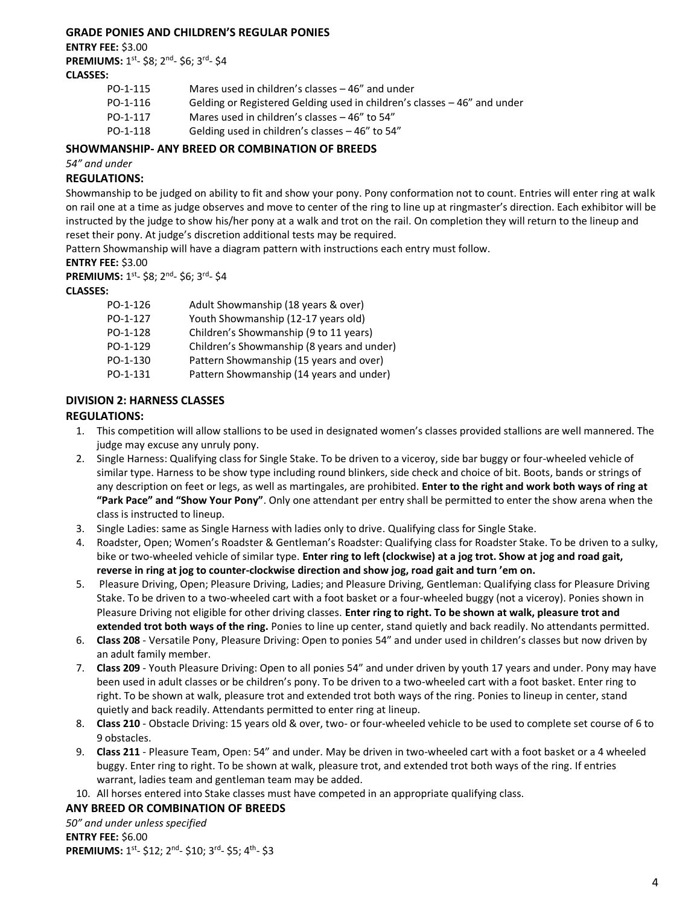### GRADE PONIES AND CHILDREN'S REGULAR PONIES

**ENTRY FEE:** $3.00

**PREMIUMS:** 1st- $8; 2nd- $6; 3rd- $4

**CLASSES:**

| | |
|---|---|
| PO-1-115 | Mares used in children's classes – 46" and under |
| PO-1-116 | Gelding or Registered Gelding used in children's classes – 46" and under |
| PO-1-117 | Mares used in children's classes – 46" to 54" |
| PO-1-118 | Gelding used in children's classes – 46" to 54" |

### SHOWMANSHIP- ANY BREED OR COMBINATION OF BREEDS

*54" and under*

### REGULATIONS:

Showmanship to be judged on ability to fit and show your pony. Pony conformation not to count. Entries will enter ring at walk on rail one at a time as judge observes and move to center of the ring to line up at ringmaster's direction. Each exhibitor will be instructed by the judge to show his/her pony at a walk and trot on the rail. On completion they will return to the lineup and reset their pony. At judge's discretion additional tests may be required.

Pattern Showmanship will have a diagram pattern with instructions each entry must follow.

**ENTRY FEE:** $3.00

**PREMIUMS:** 1st- $8; 2nd- $6; 3rd- $4

**CLASSES:**

| | |
|---|---|
| PO-1-126 | Adult Showmanship (18 years & over) |
| PO-1-127 | Youth Showmanship (12-17 years old) |
| PO-1-128 | Children's Showmanship (9 to 11 years) |
| PO-1-129 | Children's Showmanship (8 years and under) |
| PO-1-130 | Pattern Showmanship (15 years and over) |
| PO-1-131 | Pattern Showmanship (14 years and under) |

### DIVISION 2: HARNESS CLASSES

### REGULATIONS:

1. This competition will allow stallions to be used in designated women's classes provided stallions are well mannered. The judge may excuse any unruly pony.
2. Single Harness: Qualifying class for Single Stake. To be driven to a viceroy, side bar buggy or four-wheeled vehicle of similar type. Harness to be show type including round blinkers, side check and choice of bit. Boots, bands or strings of any description on feet or legs, as well as martingales, are prohibited. **Enter to the right and work both ways of ring at "Park Pace" and "Show Your Pony"**. Only one attendant per entry shall be permitted to enter the show arena when the class is instructed to lineup.
3. Single Ladies: same as Single Harness with ladies only to drive. Qualifying class for Single Stake.
4. Roadster, Open; Women's Roadster & Gentleman's Roadster: Qualifying class for Roadster Stake. To be driven to a sulky, bike or two-wheeled vehicle of similar type. **Enter ring to left (clockwise) at a jog trot. Show at jog and road gait, reverse in ring at jog to counter-clockwise direction and show jog, road gait and turn 'em on.**
5. Pleasure Driving, Open; Pleasure Driving, Ladies; and Pleasure Driving, Gentleman: Qualifying class for Pleasure Driving Stake. To be driven to a two-wheeled cart with a foot basket or a four-wheeled buggy (not a viceroy). Ponies shown in Pleasure Driving not eligible for other driving classes. **Enter ring to right. To be shown at walk, pleasure trot and extended trot both ways of the ring.** Ponies to line up center, stand quietly and back readily. No attendants permitted.
6. **Class 208** - Versatile Pony, Pleasure Driving: Open to ponies 54" and under used in children's classes but now driven by an adult family member.
7. **Class 209** - Youth Pleasure Driving: Open to all ponies 54" and under driven by youth 17 years and under. Pony may have been used in adult classes or be children's pony. To be driven to a two-wheeled cart with a foot basket. Enter ring to right. To be shown at walk, pleasure trot and extended trot both ways of the ring. Ponies to lineup in center, stand quietly and back readily. Attendants permitted to enter ring at lineup.
8. **Class 210** - Obstacle Driving: 15 years old & over, two- or four-wheeled vehicle to be used to complete set course of 6 to 9 obstacles.
9. **Class 211** - Pleasure Team, Open: 54" and under. May be driven in two-wheeled cart with a foot basket or a 4 wheeled buggy. Enter ring to right. To be shown at walk, pleasure trot, and extended trot both ways of the ring. If entries warrant, ladies team and gentleman team may be added.
10. All horses entered into Stake classes must have competed in an appropriate qualifying class.

### ANY BREED OR COMBINATION OF BREEDS

*50" and under unless specified*

**ENTRY FEE:** $6.00

**PREMIUMS:** 1st- $12; 2nd- $10; 3rd- $5; 4th- $3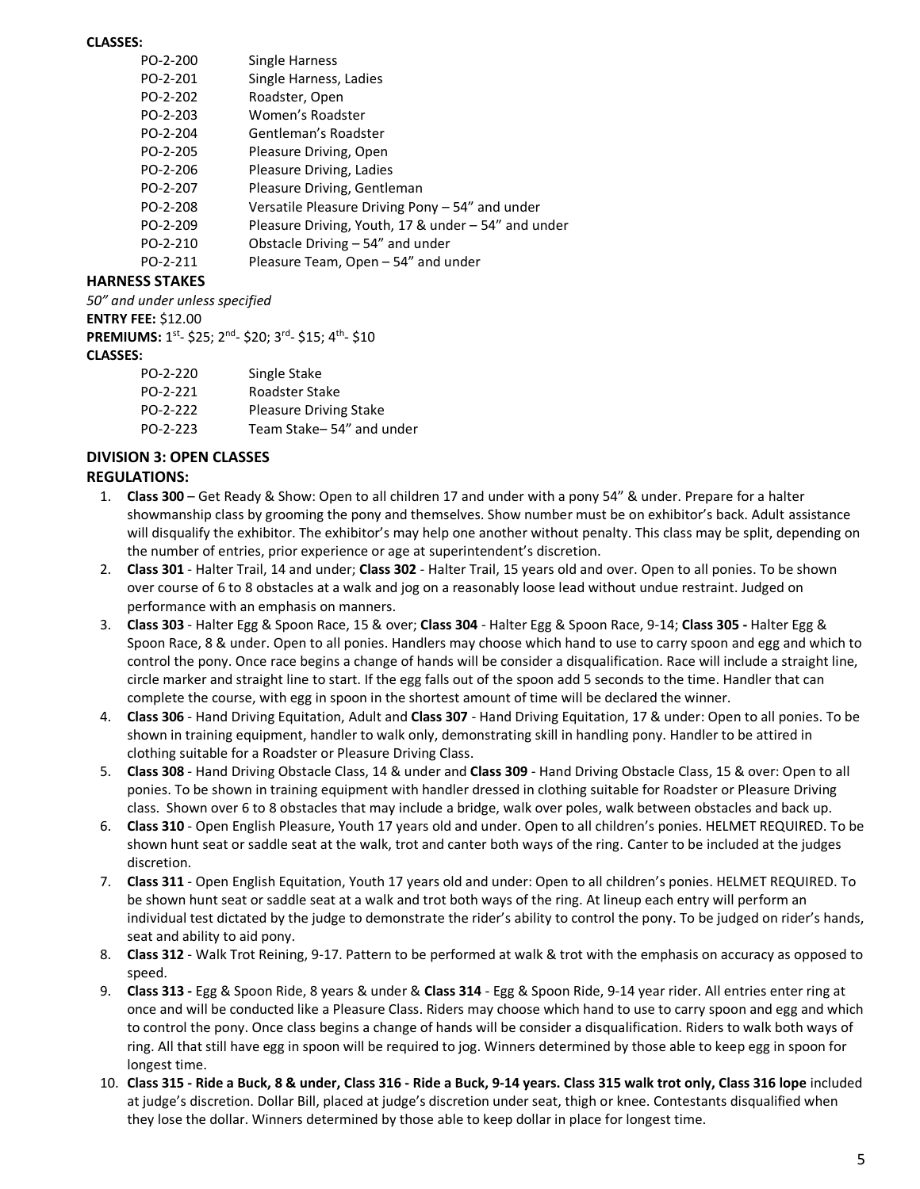**CLASSES:**

| | |
|---|---|
| PO-2-200 | Single Harness |
| PO-2-201 | Single Harness, Ladies |
| PO-2-202 | Roadster, Open |
| PO-2-203 | Women's Roadster |
| PO-2-204 | Gentleman's Roadster |
| PO-2-205 | Pleasure Driving, Open |
| PO-2-206 | Pleasure Driving, Ladies |
| PO-2-207 | Pleasure Driving, Gentleman |
| PO-2-208 | Versatile Pleasure Driving Pony – 54" and under |
| PO-2-209 | Pleasure Driving, Youth, 17 & under – 54" and under |
| PO-2-210 | Obstacle Driving – 54" and under |
| PO-2-211 | Pleasure Team, Open – 54" and under |

### HARNESS STAKES

*50" and under unless specified*

**ENTRY FEE:** $12.00

**PREMIUMS:** 1st- $25; 2nd- $20; 3rd- $15; 4th- $10

**CLASSES:**

| | |
|---|---|
| PO-2-220 | Single Stake |
| PO-2-221 | Roadster Stake |
| PO-2-222 | Pleasure Driving Stake |
| PO-2-223 | Team Stake– 54" and under |

### DIVISION 3: OPEN CLASSES

### REGULATIONS:

1. **Class 300** – Get Ready & Show: Open to all children 17 and under with a pony 54" & under. Prepare for a halter showmanship class by grooming the pony and themselves. Show number must be on exhibitor's back. Adult assistance will disqualify the exhibitor. The exhibitor's may help one another without penalty. This class may be split, depending on the number of entries, prior experience or age at superintendent's discretion.
2. **Class 301** - Halter Trail, 14 and under; **Class 302** - Halter Trail, 15 years old and over. Open to all ponies. To be shown over course of 6 to 8 obstacles at a walk and jog on a reasonably loose lead without undue restraint. Judged on performance with an emphasis on manners.
3. **Class 303** - Halter Egg & Spoon Race, 15 & over; **Class 304** - Halter Egg & Spoon Race, 9-14; **Class 305 -** Halter Egg & Spoon Race, 8 & under. Open to all ponies. Handlers may choose which hand to use to carry spoon and egg and which to control the pony. Once race begins a change of hands will be consider a disqualification. Race will include a straight line, circle marker and straight line to start. If the egg falls out of the spoon add 5 seconds to the time. Handler that can complete the course, with egg in spoon in the shortest amount of time will be declared the winner.
4. **Class 306** - Hand Driving Equitation, Adult and **Class 307** - Hand Driving Equitation, 17 & under: Open to all ponies. To be shown in training equipment, handler to walk only, demonstrating skill in handling pony. Handler to be attired in clothing suitable for a Roadster or Pleasure Driving Class.
5. **Class 308** - Hand Driving Obstacle Class, 14 & under and **Class 309** - Hand Driving Obstacle Class, 15 & over: Open to all ponies. To be shown in training equipment with handler dressed in clothing suitable for Roadster or Pleasure Driving class. Shown over 6 to 8 obstacles that may include a bridge, walk over poles, walk between obstacles and back up.
6. **Class 310** - Open English Pleasure, Youth 17 years old and under. Open to all children's ponies. HELMET REQUIRED. To be shown hunt seat or saddle seat at the walk, trot and canter both ways of the ring. Canter to be included at the judges discretion.
7. **Class 311** - Open English Equitation, Youth 17 years old and under: Open to all children's ponies. HELMET REQUIRED. To be shown hunt seat or saddle seat at a walk and trot both ways of the ring. At lineup each entry will perform an individual test dictated by the judge to demonstrate the rider's ability to control the pony. To be judged on rider's hands, seat and ability to aid pony.
8. **Class 312** - Walk Trot Reining, 9-17. Pattern to be performed at walk & trot with the emphasis on accuracy as opposed to speed.
9. **Class 313 -** Egg & Spoon Ride, 8 years & under & **Class 314** - Egg & Spoon Ride, 9-14 year rider. All entries enter ring at once and will be conducted like a Pleasure Class. Riders may choose which hand to use to carry spoon and egg and which to control the pony. Once class begins a change of hands will be consider a disqualification. Riders to walk both ways of ring. All that still have egg in spoon will be required to jog. Winners determined by those able to keep egg in spoon for longest time.
10. **Class 315 - Ride a Buck, 8 & under, Class 316 - Ride a Buck, 9-14 years. Class 315 walk trot only, Class 316 lope** included at judge's discretion. Dollar Bill, placed at judge's discretion under seat, thigh or knee. Contestants disqualified when they lose the dollar. Winners determined by those able to keep dollar in place for longest time.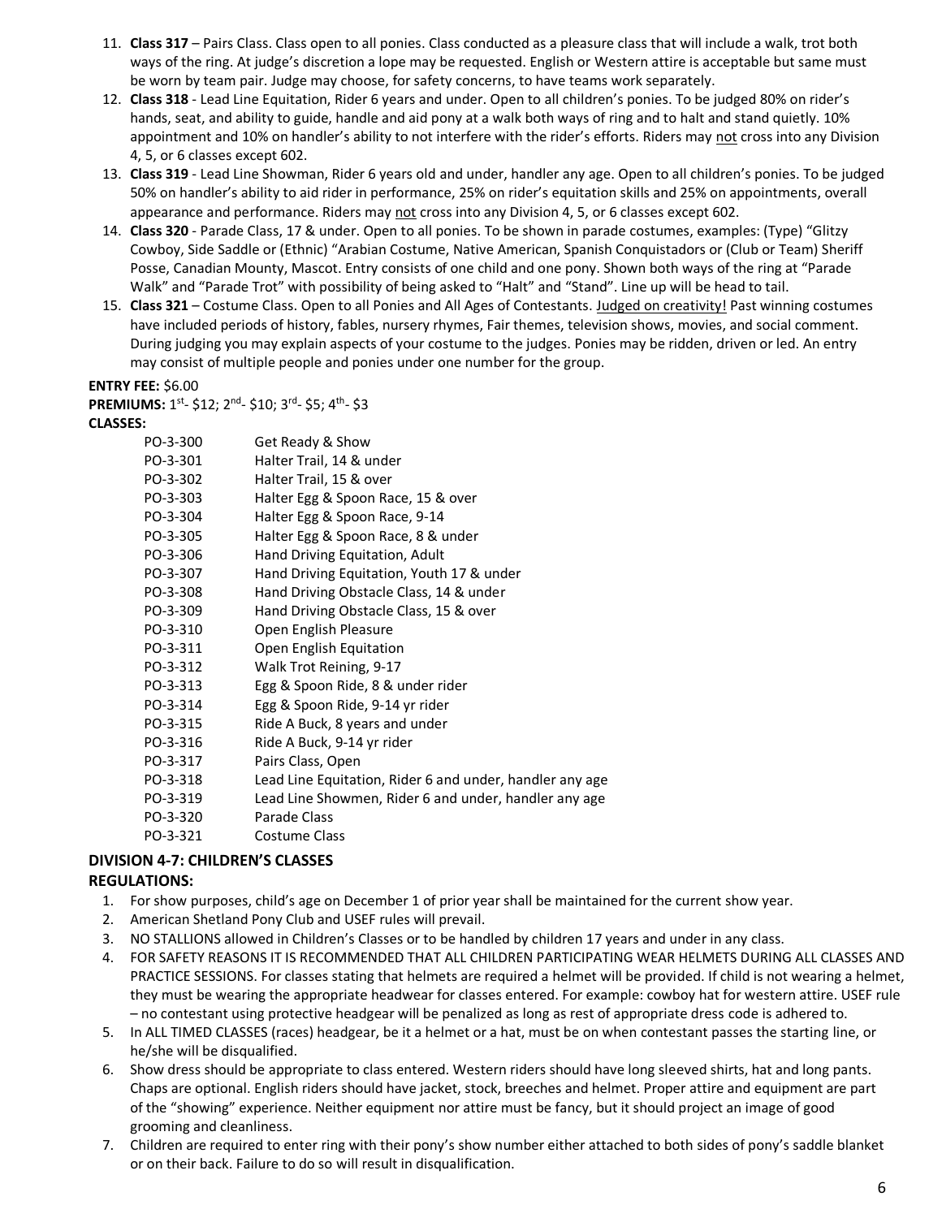11. **Class 317** – Pairs Class. Class open to all ponies. Class conducted as a pleasure class that will include a walk, trot both ways of the ring. At judge's discretion a lope may be requested. English or Western attire is acceptable but same must be worn by team pair. Judge may choose, for safety concerns, to have teams work separately.
12. **Class 318** - Lead Line Equitation, Rider 6 years and under. Open to all children's ponies. To be judged 80% on rider's hands, seat, and ability to guide, handle and aid pony at a walk both ways of ring and to halt and stand quietly. 10% appointment and 10% on handler's ability to not interfere with the rider's efforts. Riders may <u>not</u> cross into any Division 4, 5, or 6 classes except 602.
13. **Class 319** - Lead Line Showman, Rider 6 years old and under, handler any age. Open to all children's ponies. To be judged 50% on handler's ability to aid rider in performance, 25% on rider's equitation skills and 25% on appointments, overall appearance and performance. Riders may <u>not</u> cross into any Division 4, 5, or 6 classes except 602.
14. **Class 320** - Parade Class, 17 & under. Open to all ponies. To be shown in parade costumes, examples: (Type) "Glitzy Cowboy, Side Saddle or (Ethnic) "Arabian Costume, Native American, Spanish Conquistadors or (Club or Team) Sheriff Posse, Canadian Mounty, Mascot. Entry consists of one child and one pony. Shown both ways of the ring at "Parade Walk" and "Parade Trot" with possibility of being asked to "Halt" and "Stand". Line up will be head to tail.
15. **Class 321** – Costume Class. Open to all Ponies and All Ages of Contestants. <u>Judged on creativity!</u> Past winning costumes have included periods of history, fables, nursery rhymes, Fair themes, television shows, movies, and social comment. During judging you may explain aspects of your costume to the judges. Ponies may be ridden, driven or led. An entry may consist of multiple people and ponies under one number for the group.

**ENTRY FEE:** $6.00

**PREMIUMS:** 1st- $12; 2nd- $10; 3rd- $5; 4th- $3

**CLASSES:**

| | |
|---|---|
| PO-3-300 | Get Ready & Show |
| PO-3-301 | Halter Trail, 14 & under |
| PO-3-302 | Halter Trail, 15 & over |
| PO-3-303 | Halter Egg & Spoon Race, 15 & over |
| PO-3-304 | Halter Egg & Spoon Race, 9-14 |
| PO-3-305 | Halter Egg & Spoon Race, 8 & under |
| PO-3-306 | Hand Driving Equitation, Adult |
| PO-3-307 | Hand Driving Equitation, Youth 17 & under |
| PO-3-308 | Hand Driving Obstacle Class, 14 & under |
| PO-3-309 | Hand Driving Obstacle Class, 15 & over |
| PO-3-310 | Open English Pleasure |
| PO-3-311 | Open English Equitation |
| PO-3-312 | Walk Trot Reining, 9-17 |
| PO-3-313 | Egg & Spoon Ride, 8 & under rider |
| PO-3-314 | Egg & Spoon Ride, 9-14 yr rider |
| PO-3-315 | Ride A Buck, 8 years and under |
| PO-3-316 | Ride A Buck, 9-14 yr rider |
| PO-3-317 | Pairs Class, Open |
| PO-3-318 | Lead Line Equitation, Rider 6 and under, handler any age |
| PO-3-319 | Lead Line Showmen, Rider 6 and under, handler any age |
| PO-3-320 | Parade Class |
| PO-3-321 | Costume Class |

## DIVISION 4-7: CHILDREN'S CLASSES

**REGULATIONS:**

1. For show purposes, child's age on December 1 of prior year shall be maintained for the current show year.
2. American Shetland Pony Club and USEF rules will prevail.
3. NO STALLIONS allowed in Children's Classes or to be handled by children 17 years and under in any class.
4. FOR SAFETY REASONS IT IS RECOMMENDED THAT ALL CHILDREN PARTICIPATING WEAR HELMETS DURING ALL CLASSES AND PRACTICE SESSIONS. For classes stating that helmets are required a helmet will be provided. If child is not wearing a helmet, they must be wearing the appropriate headwear for classes entered. For example: cowboy hat for western attire. USEF rule – no contestant using protective headgear will be penalized as long as rest of appropriate dress code is adhered to.
5. In ALL TIMED CLASSES (races) headgear, be it a helmet or a hat, must be on when contestant passes the starting line, or he/she will be disqualified.
6. Show dress should be appropriate to class entered. Western riders should have long sleeved shirts, hat and long pants. Chaps are optional. English riders should have jacket, stock, breeches and helmet. Proper attire and equipment are part of the "showing" experience. Neither equipment nor attire must be fancy, but it should project an image of good grooming and cleanliness.
7. Children are required to enter ring with their pony's show number either attached to both sides of pony's saddle blanket or on their back. Failure to do so will result in disqualification.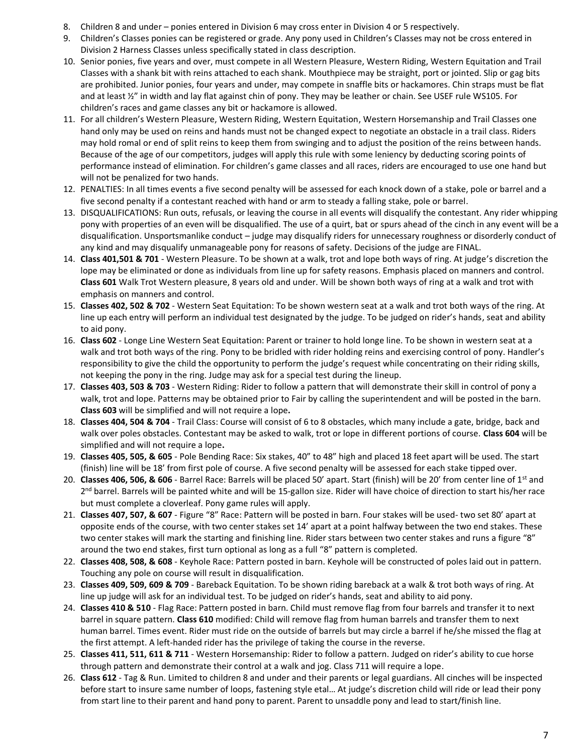8. Children 8 and under – ponies entered in Division 6 may cross enter in Division 4 or 5 respectively.
9. Children's Classes ponies can be registered or grade. Any pony used in Children's Classes may not be cross entered in Division 2 Harness Classes unless specifically stated in class description.
10. Senior ponies, five years and over, must compete in all Western Pleasure, Western Riding, Western Equitation and Trail Classes with a shank bit with reins attached to each shank. Mouthpiece may be straight, port or jointed. Slip or gag bits are prohibited. Junior ponies, four years and under, may compete in snaffle bits or hackamores. Chin straps must be flat and at least ½" in width and lay flat against chin of pony. They may be leather or chain. See USEF rule WS105. For children's races and game classes any bit or hackamore is allowed.
11. For all children's Western Pleasure, Western Riding, Western Equitation, Western Horsemanship and Trail Classes one hand only may be used on reins and hands must not be changed expect to negotiate an obstacle in a trail class. Riders may hold romal or end of split reins to keep them from swinging and to adjust the position of the reins between hands. Because of the age of our competitors, judges will apply this rule with some leniency by deducting scoring points of performance instead of elimination. For children's game classes and all races, riders are encouraged to use one hand but will not be penalized for two hands.
12. PENALTIES: In all times events a five second penalty will be assessed for each knock down of a stake, pole or barrel and a five second penalty if a contestant reached with hand or arm to steady a falling stake, pole or barrel.
13. DISQUALIFICATIONS: Run outs, refusals, or leaving the course in all events will disqualify the contestant. Any rider whipping pony with properties of an even will be disqualified. The use of a quirt, bat or spurs ahead of the cinch in any event will be a disqualification. Unsportsmanlike conduct – judge may disqualify riders for unnecessary roughness or disorderly conduct of any kind and may disqualify unmanageable pony for reasons of safety. Decisions of the judge are FINAL.
14. **Class 401,501 & 701** - Western Pleasure. To be shown at a walk, trot and lope both ways of ring. At judge's discretion the lope may be eliminated or done as individuals from line up for safety reasons. Emphasis placed on manners and control. **Class 601** Walk Trot Western pleasure, 8 years old and under. Will be shown both ways of ring at a walk and trot with emphasis on manners and control.
15. **Classes 402, 502 & 702** - Western Seat Equitation: To be shown western seat at a walk and trot both ways of the ring. At line up each entry will perform an individual test designated by the judge. To be judged on rider's hands, seat and ability to aid pony.
16. **Class 602** - Longe Line Western Seat Equitation: Parent or trainer to hold longe line. To be shown in western seat at a walk and trot both ways of the ring. Pony to be bridled with rider holding reins and exercising control of pony. Handler's responsibility to give the child the opportunity to perform the judge's request while concentrating on their riding skills, not keeping the pony in the ring. Judge may ask for a special test during the lineup.
17. **Classes 403, 503 & 703** - Western Riding: Rider to follow a pattern that will demonstrate their skill in control of pony a walk, trot and lope. Patterns may be obtained prior to Fair by calling the superintendent and will be posted in the barn. **Class 603** will be simplified and will not require a lope**.**
18. **Classes 404, 504 & 704** - Trail Class: Course will consist of 6 to 8 obstacles, which many include a gate, bridge, back and walk over poles obstacles. Contestant may be asked to walk, trot or lope in different portions of course. **Class 604** will be simplified and will not require a lope**.**
19. **Classes 405, 505, & 605** - Pole Bending Race: Six stakes, 40" to 48" high and placed 18 feet apart will be used. The start (finish) line will be 18' from first pole of course. A five second penalty will be assessed for each stake tipped over.
20. **Classes 406, 506, & 606** - Barrel Race: Barrels will be placed 50' apart. Start (finish) will be 20' from center line of 1st and 2nd barrel. Barrels will be painted white and will be 15-gallon size. Rider will have choice of direction to start his/her race but must complete a cloverleaf. Pony game rules will apply.
21. **Classes 407, 507, & 607** - Figure "8" Race: Pattern will be posted in barn. Four stakes will be used- two set 80' apart at opposite ends of the course, with two center stakes set 14' apart at a point halfway between the two end stakes. These two center stakes will mark the starting and finishing line. Rider stars between two center stakes and runs a figure "8" around the two end stakes, first turn optional as long as a full "8" pattern is completed.
22. **Classes 408, 508, & 608** - Keyhole Race: Pattern posted in barn. Keyhole will be constructed of poles laid out in pattern. Touching any pole on course will result in disqualification.
23. **Classes 409, 509, 609 & 709** - Bareback Equitation. To be shown riding bareback at a walk & trot both ways of ring. At line up judge will ask for an individual test. To be judged on rider's hands, seat and ability to aid pony.
24. **Classes 410 & 510** - Flag Race: Pattern posted in barn. Child must remove flag from four barrels and transfer it to next barrel in square pattern. **Class 610** modified: Child will remove flag from human barrels and transfer them to next human barrel. Times event. Rider must ride on the outside of barrels but may circle a barrel if he/she missed the flag at the first attempt. A left-handed rider has the privilege of taking the course in the reverse.
25. **Classes 411, 511, 611 & 711** - Western Horsemanship: Rider to follow a pattern. Judged on rider's ability to cue horse through pattern and demonstrate their control at a walk and jog. Class 711 will require a lope.
26. **Class 612** - Tag & Run. Limited to children 8 and under and their parents or legal guardians. All cinches will be inspected before start to insure same number of loops, fastening style etal… At judge's discretion child will ride or lead their pony from start line to their parent and hand pony to parent. Parent to unsaddle pony and lead to start/finish line.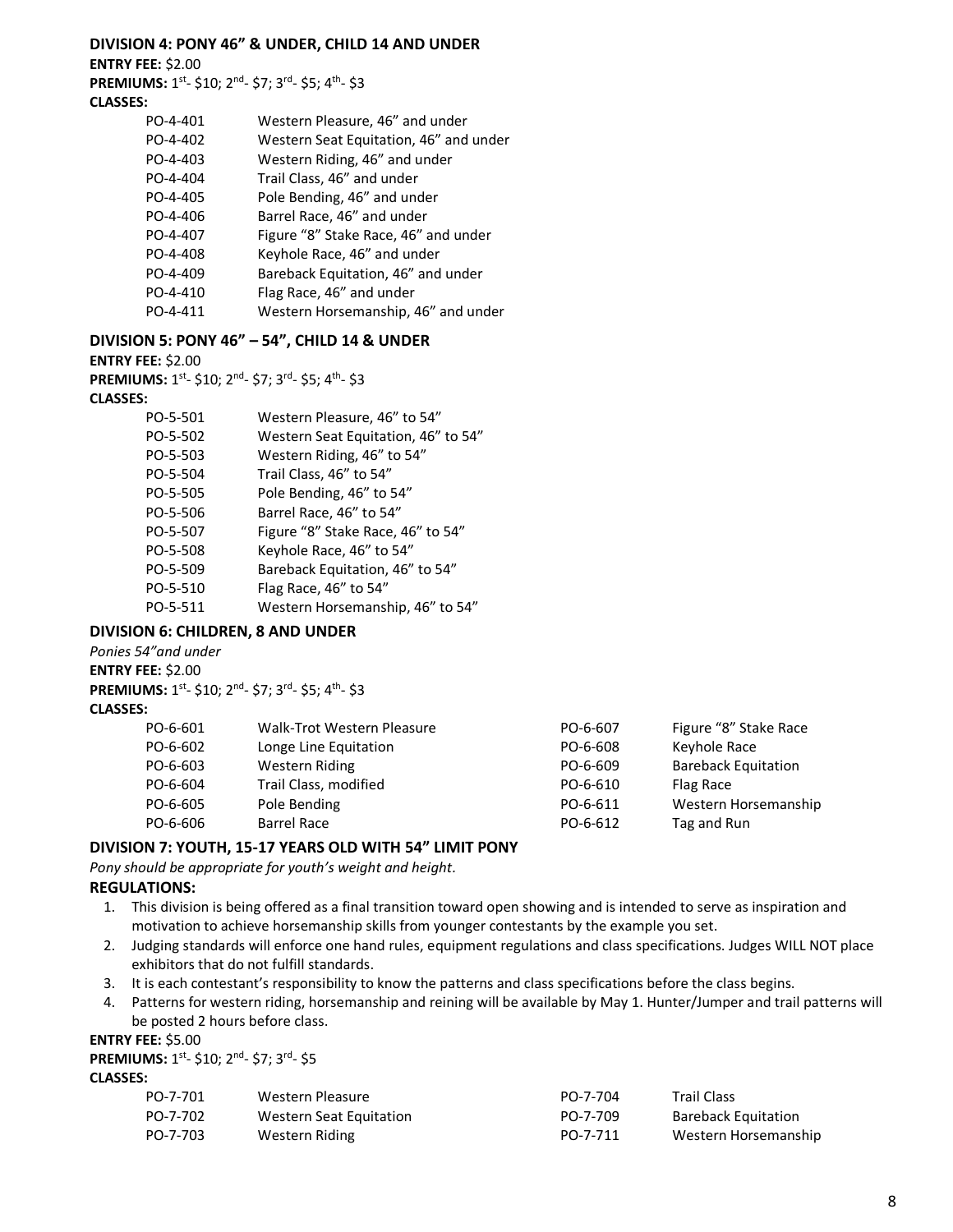### DIVISION 4: PONY 46” & UNDER, CHILD 14 AND UNDER

**ENTRY FEE:** $2.00

**PREMIUMS:** 1st- $10; 2nd- $7; 3rd- $5; 4th- $3

**CLASSES:**

| | |
|---|---|
| PO-4-401 | Western Pleasure, 46” and under |
| PO-4-402 | Western Seat Equitation, 46” and under |
| PO-4-403 | Western Riding, 46” and under |
| PO-4-404 | Trail Class, 46” and under |
| PO-4-405 | Pole Bending, 46” and under |
| PO-4-406 | Barrel Race, 46” and under |
| PO-4-407 | Figure “8” Stake Race, 46” and under |
| PO-4-408 | Keyhole Race, 46” and under |
| PO-4-409 | Bareback Equitation, 46” and under |
| PO-4-410 | Flag Race, 46” and under |
| PO-4-411 | Western Horsemanship, 46” and under |

### DIVISION 5: PONY 46” – 54”, CHILD 14 & UNDER

**ENTRY FEE:** $2.00

**PREMIUMS:** 1st- $10; 2nd- $7; 3rd- $5; 4th- $3

**CLASSES:**

| | |
|---|---|
| PO-5-501 | Western Pleasure, 46” to 54” |
| PO-5-502 | Western Seat Equitation, 46” to 54” |
| PO-5-503 | Western Riding, 46” to 54” |
| PO-5-504 | Trail Class, 46” to 54” |
| PO-5-505 | Pole Bending, 46” to 54” |
| PO-5-506 | Barrel Race, 46” to 54” |
| PO-5-507 | Figure “8” Stake Race, 46” to 54” |
| PO-5-508 | Keyhole Race, 46” to 54” |
| PO-5-509 | Bareback Equitation, 46” to 54” |
| PO-5-510 | Flag Race, 46” to 54” |
| PO-5-511 | Western Horsemanship, 46” to 54” |

### DIVISION 6: CHILDREN, 8 AND UNDER

*Ponies 54”and under*

**ENTRY FEE:** $2.00

**PREMIUMS:** 1st- $10; 2nd- $7; 3rd- $5; 4th- $3

**CLASSES:**

| | | | |
|---|---|---|---|
| PO-6-601 | Walk-Trot Western Pleasure | PO-6-607 | Figure “8” Stake Race |
| PO-6-602 | Longe Line Equitation | PO-6-608 | Keyhole Race |
| PO-6-603 | Western Riding | PO-6-609 | Bareback Equitation |
| PO-6-604 | Trail Class, modified | PO-6-610 | Flag Race |
| PO-6-605 | Pole Bending | PO-6-611 | Western Horsemanship |
| PO-6-606 | Barrel Race | PO-6-612 | Tag and Run |

### DIVISION 7: YOUTH, 15-17 YEARS OLD WITH 54” LIMIT PONY

*Pony should be appropriate for youth’s weight and height.*

**REGULATIONS:**

1. This division is being offered as a final transition toward open showing and is intended to serve as inspiration and motivation to achieve horsemanship skills from younger contestants by the example you set.
2. Judging standards will enforce one hand rules, equipment regulations and class specifications. Judges WILL NOT place exhibitors that do not fulfill standards.
3. It is each contestant’s responsibility to know the patterns and class specifications before the class begins.
4. Patterns for western riding, horsemanship and reining will be available by May 1. Hunter/Jumper and trail patterns will be posted 2 hours before class.

**ENTRY FEE:** $5.00

**PREMIUMS:** 1st- $10; 2nd- $7; 3rd- $5

**CLASSES:**

| | | | |
|---|---|---|---|
| PO-7-701 | Western Pleasure | PO-7-704 | Trail Class |
| PO-7-702 | Western Seat Equitation | PO-7-709 | Bareback Equitation |
| PO-7-703 | Western Riding | PO-7-711 | Western Horsemanship |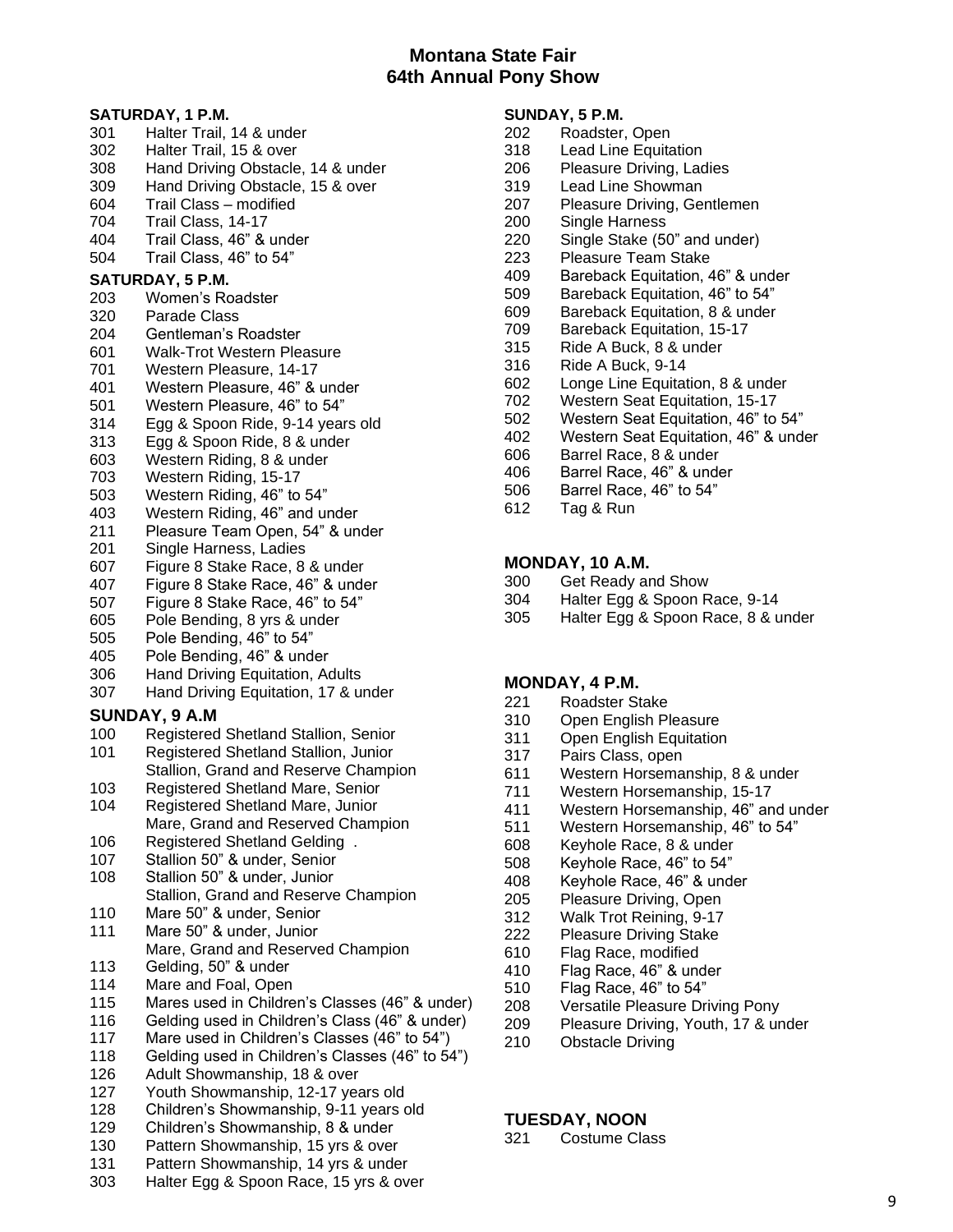# Montana State Fair
## 64th Annual Pony Show

### SATURDAY, 1 P.M.

301 Halter Trail, 14 & under
302 Halter Trail, 15 & over
308 Hand Driving Obstacle, 14 & under
309 Hand Driving Obstacle, 15 & over
604 Trail Class – modified
704 Trail Class, 14-17
404 Trail Class, 46” & under
504 Trail Class, 46” to 54”

### SATURDAY, 5 P.M.

203 Women’s Roadster
320 Parade Class
204 Gentleman’s Roadster
601 Walk-Trot Western Pleasure
701 Western Pleasure, 14-17
401 Western Pleasure, 46” & under
501 Western Pleasure, 46” to 54”
314 Egg & Spoon Ride, 9-14 years old
313 Egg & Spoon Ride, 8 & under
603 Western Riding, 8 & under
703 Western Riding, 15-17
503 Western Riding, 46” to 54”
403 Western Riding, 46” and under
211 Pleasure Team Open, 54” & under
201 Single Harness, Ladies
607 Figure 8 Stake Race, 8 & under
407 Figure 8 Stake Race, 46” & under
507 Figure 8 Stake Race, 46” to 54”
605 Pole Bending, 8 yrs & under
505 Pole Bending, 46” to 54”
405 Pole Bending, 46” & under
306 Hand Driving Equitation, Adults
307 Hand Driving Equitation, 17 & under

### SUNDAY, 9 A.M

100 Registered Shetland Stallion, Senior
101 Registered Shetland Stallion, Junior
Stallion, Grand and Reserve Champion
103 Registered Shetland Mare, Senior
104 Registered Shetland Mare, Junior
Mare, Grand and Reserved Champion
106 Registered Shetland Gelding .
107 Stallion 50” & under, Senior
108 Stallion 50” & under, Junior
Stallion, Grand and Reserve Champion
110 Mare 50” & under, Senior
111 Mare 50” & under, Junior
Mare, Grand and Reserved Champion
113 Gelding, 50” & under
114 Mare and Foal, Open
115 Mares used in Children’s Classes (46” & under)
116 Gelding used in Children’s Class (46” & under)
117 Mare used in Children’s Classes (46” to 54”)
118 Gelding used in Children’s Classes (46” to 54”)
126 Adult Showmanship, 18 & over
127 Youth Showmanship, 12-17 years old
128 Children’s Showmanship, 9-11 years old
129 Children’s Showmanship, 8 & under
130 Pattern Showmanship, 15 yrs & over
131 Pattern Showmanship, 14 yrs & under
303 Halter Egg & Spoon Race, 15 yrs & over

### SUNDAY, 5 P.M.

202 Roadster, Open
318 Lead Line Equitation
206 Pleasure Driving, Ladies
319 Lead Line Showman
207 Pleasure Driving, Gentlemen
200 Single Harness
220 Single Stake (50” and under)
223 Pleasure Team Stake
409 Bareback Equitation, 46” & under
509 Bareback Equitation, 46” to 54”
609 Bareback Equitation, 8 & under
709 Bareback Equitation, 15-17
315 Ride A Buck, 8 & under
316 Ride A Buck, 9-14
602 Longe Line Equitation, 8 & under
702 Western Seat Equitation, 15-17
502 Western Seat Equitation, 46” to 54”
402 Western Seat Equitation, 46” & under
606 Barrel Race, 8 & under
406 Barrel Race, 46” & under
506 Barrel Race, 46” to 54”
612 Tag & Run

### MONDAY, 10 A.M.

300 Get Ready and Show
304 Halter Egg & Spoon Race, 9-14
305 Halter Egg & Spoon Race, 8 & under

### MONDAY, 4 P.M.

221 Roadster Stake
310 Open English Pleasure
311 Open English Equitation
317 Pairs Class, open
611 Western Horsemanship, 8 & under
711 Western Horsemanship, 15-17
411 Western Horsemanship, 46” and under
511 Western Horsemanship, 46” to 54”
608 Keyhole Race, 8 & under
508 Keyhole Race, 46” to 54”
408 Keyhole Race, 46” & under
205 Pleasure Driving, Open
312 Walk Trot Reining, 9-17
222 Pleasure Driving Stake
610 Flag Race, modified
410 Flag Race, 46” & under
510 Flag Race, 46” to 54”
208 Versatile Pleasure Driving Pony
209 Pleasure Driving, Youth, 17 & under
210 Obstacle Driving

### TUESDAY, NOON

321 Costume Class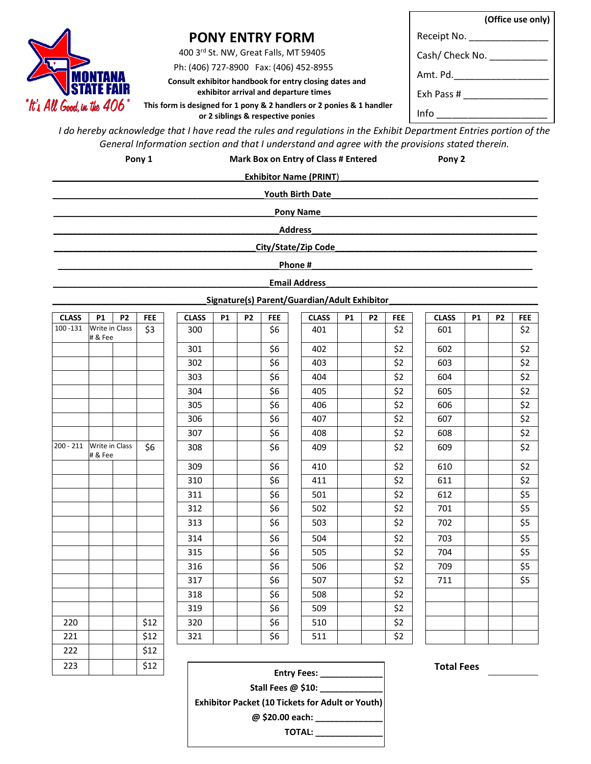# PONY ENTRY FORM

400 3rd St. NW, Great Falls, MT 59405

Ph: (406) 727-8900 Fax: (406) 452-8955

**Consult exhibitor handbook for entry closing dates and exhibitor arrival and departure times**

**This form is designed for 1 pony & 2 handlers or 2 ponies & 1 handler or 2 siblings & respective ponies**

MONTANA STATE FAIR

"It's All Good, in the 406"

**(Office use only)**

Receipt No. _______________

Cash/ Check No. ___________

Amt. Pd.__________________

Exh Pass # ________________

Info _____________________

*I do hereby acknowledge that I have read the rules and regulations in the Exhibit Department Entries portion of the General Information section and that I understand and agree with the provisions stated therein.*

**Pony 1** **Mark Box on Entry of Class # Entered** **Pony 2**

______________________ **Exhibitor Name (PRINT)** ______________________

______________________ **Youth Birth Date** ______________________

______________________ **Pony Name** ______________________

______________________ **Address** ______________________

______________________ **City/State/Zip Code** ______________________

______________________ **Phone #** ______________________

______________________ **Email Address** ______________________

______________________ **Signature(s) Parent/Guardian/Adult Exhibitor** ______________________

| CLASS | P1 | P2 | FEE | CLASS | P1 | P2 | FEE | CLASS | P1 | P2 | FEE | CLASS | P1 | P2 | FEE |
|---|---|---|---|---|---|---|---|---|---|---|---|---|---|---|---|
| 100 -131 | Write in Class # & Fee | | $3 | 300 | | | $6 | 401 | | | $2 | 601 | | | $2 |
| | | | | 301 | | | $6 | 402 | | | $2 | 602 | | | $2 |
| | | | | 302 | | | $6 | 403 | | | $2 | 603 | | | $2 |
| | | | | 303 | | | $6 | 404 | | | $2 | 604 | | | $2 |
| | | | | 304 | | | $6 | 405 | | | $2 | 605 | | | $2 |
| | | | | 305 | | | $6 | 406 | | | $2 | 606 | | | $2 |
| | | | | 306 | | | $6 | 407 | | | $2 | 607 | | | $2 |
| | | | | 307 | | | $6 | 408 | | | $2 | 608 | | | $2 |
| 200 - 211 | Write in Class # & Fee | | $6 | 308 | | | $6 | 409 | | | $2 | 609 | | | $2 |
| | | | | 309 | | | $6 | 410 | | | $2 | 610 | | | $2 |
| | | | | 310 | | | $6 | 411 | | | $2 | 611 | | | $2 |
| | | | | 311 | | | $6 | 501 | | | $2 | 612 | | | $5 |
| | | | | 312 | | | $6 | 502 | | | $2 | 701 | | | $5 |
| | | | | 313 | | | $6 | 503 | | | $2 | 702 | | | $5 |
| | | | | 314 | | | $6 | 504 | | | $2 | 703 | | | $5 |
| | | | | 315 | | | $6 | 505 | | | $2 | 704 | | | $5 |
| | | | | 316 | | | $6 | 506 | | | $2 | 709 | | | $5 |
| | | | | 317 | | | $6 | 507 | | | $2 | 711 | | | $5 |
| | | | | 318 | | | $6 | 508 | | | $2 | | | | |
| | | | | 319 | | | $6 | 509 | | | $2 | | | | |
| 220 | | | $12 | 320 | | | $6 | 510 | | | $2 | | | | |
| 221 | | | $12 | 321 | | | $6 | 511 | | | $2 | | | | |
| 222 | | | $12 | | | | | | | | | | | | |
| 223 | | | $12 | | | | | | | | | | | | |

**Entry Fees:** _____________

**Stall Fees @ $10:** _____________

**Exhibitor Packet (10 Tickets for Adult or Youth) @ $20.00 each:** _____________

**TOTAL:** _____________

**Total Fees** __________